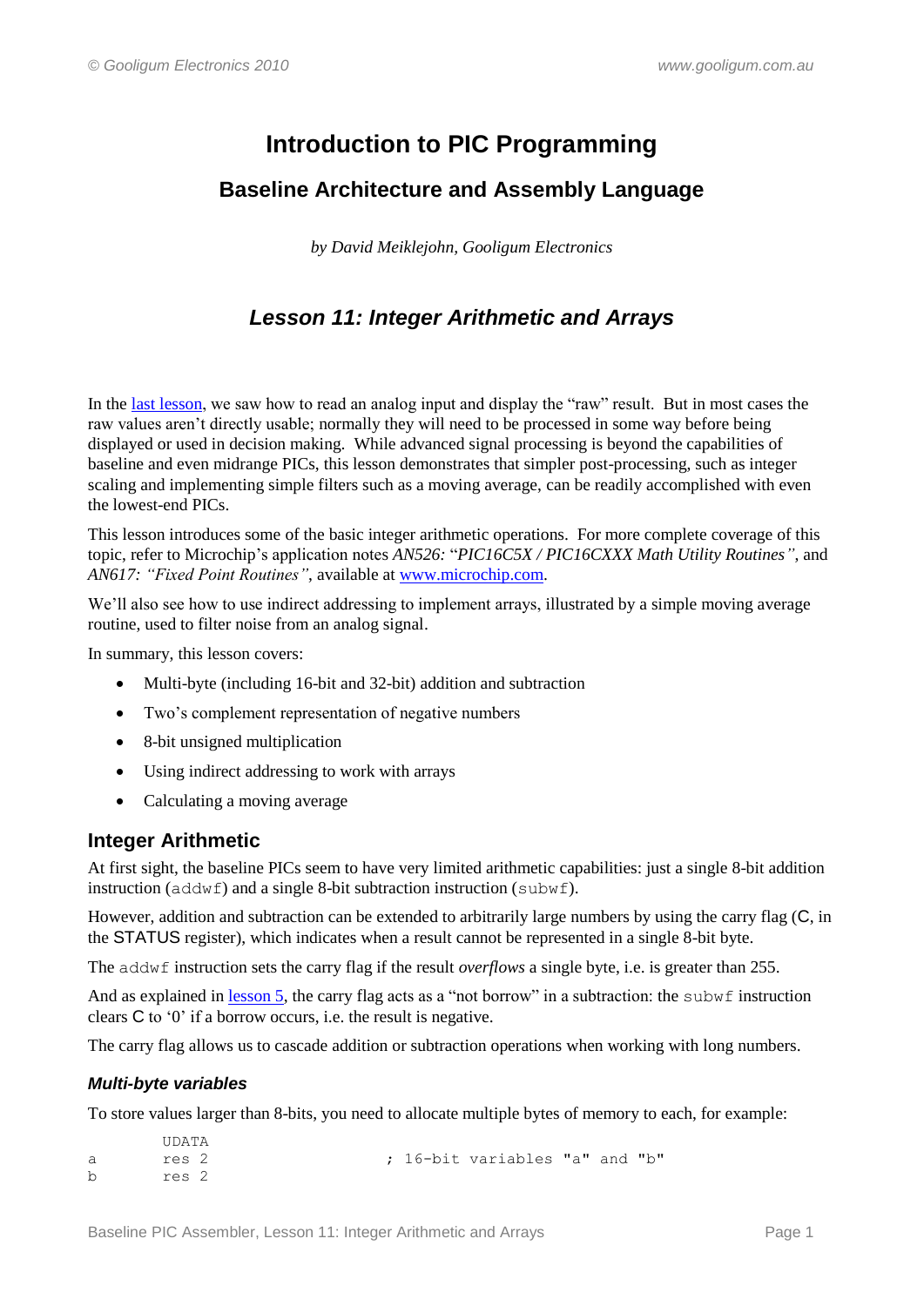# Introduction to PIC Programming

## Baseline Architecture and Assembly Language

*by David Meiklejohn, Gooligum Electronics*

## *Lesson 11: Integer Arithmetic and Arrays*

In the last lesson, we saw how to read an analog input and display the "raw" result. But in most cases the raw values aren't directly usable; normally they will need to be processed in some way before being displayed or used in decision making. While advanced signal processing is beyond the capabilities of baseline and even midrange PICs, this lesson demonstrates that simpler post-processing, such as integer scaling and implementing simple filters such as a moving average, can be readily accomplished with even the lowest-end PICs.

This lesson introduces some of the basic integer arithmetic operations. For more complete coverage of this topic, refer to Microchip's application notes *AN526:* "*PIC16C5X / PIC16CXXX Math Utility Routines*", and *AN617: "Fixed Point Routines"*, available at www.microchip.com.

We'll also see how to use indirect addressing to implement arrays, illustrated by a simple moving average routine, used to filter noise from an analog signal.

In summary, this lesson covers:

- Multi-byte (including 16-bit and 32-bit) addition and subtraction
- Two's complement representation of negative numbers
- 8-bit unsigned multiplication
- Using indirect addressing to work with arrays
- Calculating a moving average

## Integer Arithmetic

At first sight, the baseline PICs seem to have very limited arithmetic capabilities: just a single 8-bit addition instruction (`addwf`) and a single 8-bit subtraction instruction (`subwf`).

However, addition and subtraction can be extended to arbitrarily large numbers by using the carry flag (C, in the STATUS register), which indicates when a result cannot be represented in a single 8-bit byte.

The `addwf` instruction sets the carry flag if the result *overflows* a single byte, i.e. is greater than 255.

And as explained in lesson 5, the carry flag acts as a "not borrow" in a subtraction: the `subwf` instruction clears C to '0' if a borrow occurs, i.e. the result is negative.

The carry flag allows us to cascade addition or subtraction operations when working with long numbers.

### *Multi-byte variables*

To store values larger than 8-bits, you need to allocate multiple bytes of memory to each, for example:

```
        UDATA
a       res 2                   ; 16-bit variables "a" and "b"
b       res 2
```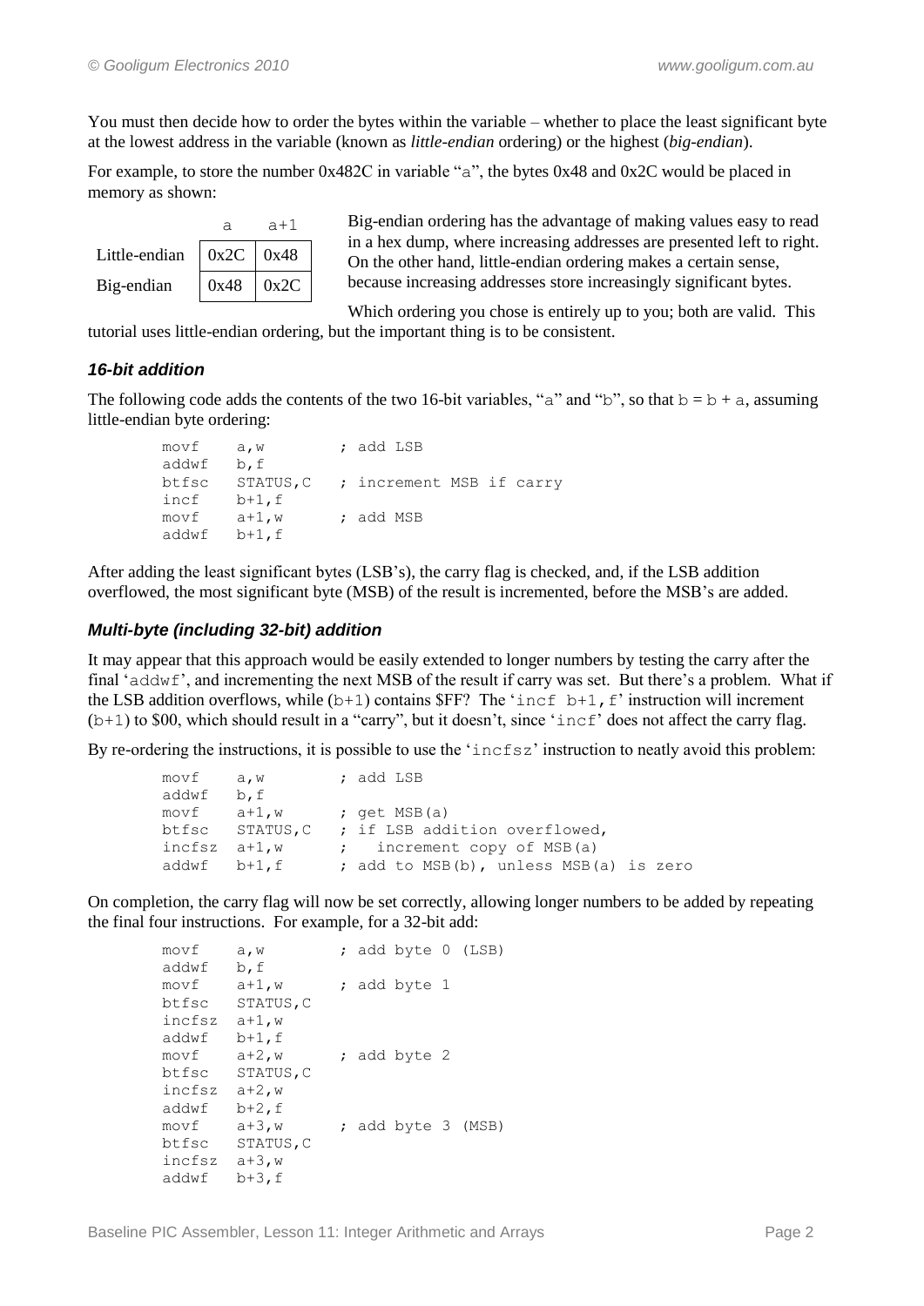You must then decide how to order the bytes within the variable – whether to place the least significant byte at the lowest address in the variable (known as *little-endian* ordering) or the highest (*big-endian*).

For example, to store the number 0x482C in variable "a", the bytes 0x48 and 0x2C would be placed in memory as shown:

| | a | a+1 |
|---|---|---|
| Little-endian | 0x2C | 0x48 |
| Big-endian | 0x48 | 0x2C |

Big-endian ordering has the advantage of making values easy to read in a hex dump, where increasing addresses are presented left to right. On the other hand, little-endian ordering makes a certain sense, because increasing addresses store increasingly significant bytes.

Which ordering you chose is entirely up to you; both are valid. This tutorial uses little-endian ordering, but the important thing is to be consistent.

### *16-bit addition*

The following code adds the contents of the two 16-bit variables, "a" and "b", so that b = b + a, assuming little-endian byte ordering:

```
        movf    a,w         ; add LSB
        addwf   b,f
        btfsc   STATUS,C    ; increment MSB if carry
        incf    b+1,f
        movf    a+1,w       ; add MSB
        addwf   b+1,f
```

After adding the least significant bytes (LSB's), the carry flag is checked, and, if the LSB addition overflowed, the most significant byte (MSB) of the result is incremented, before the MSB's are added.

### *Multi-byte (including 32-bit) addition*

It may appear that this approach would be easily extended to longer numbers by testing the carry after the final 'addwf', and incrementing the next MSB of the result if carry was set. But there's a problem. What if the LSB addition overflows, while (b+1) contains $FF? The 'incf b+1,f' instruction will increment (b+1) to $00, which should result in a "carry", but it doesn't, since 'incf' does not affect the carry flag.

By re-ordering the instructions, it is possible to use the 'incfsz' instruction to neatly avoid this problem:

```
        movf    a,w         ; add LSB
        addwf   b,f
        movf    a+1,w       ; get MSB(a)
        btfsc   STATUS,C    ; if LSB addition overflowed,
        incfsz  a+1,w       ;   increment copy of MSB(a)
        addwf   b+1,f       ; add to MSB(b), unless MSB(a) is zero
```

On completion, the carry flag will now be set correctly, allowing longer numbers to be added by repeating the final four instructions. For example, for a 32-bit add:

```
        movf    a,w         ; add byte 0 (LSB)
        addwf   b,f
        movf    a+1,w       ; add byte 1
        btfsc   STATUS,C
        incfsz  a+1,w
        addwf   b+1,f
        movf    a+2,w       ; add byte 2
        btfsc   STATUS,C
        incfsz  a+2,w
        addwf   b+2,f
        movf    a+3,w       ; add byte 3 (MSB)
        btfsc   STATUS,C
        incfsz  a+3,w
        addwf   b+3,f
```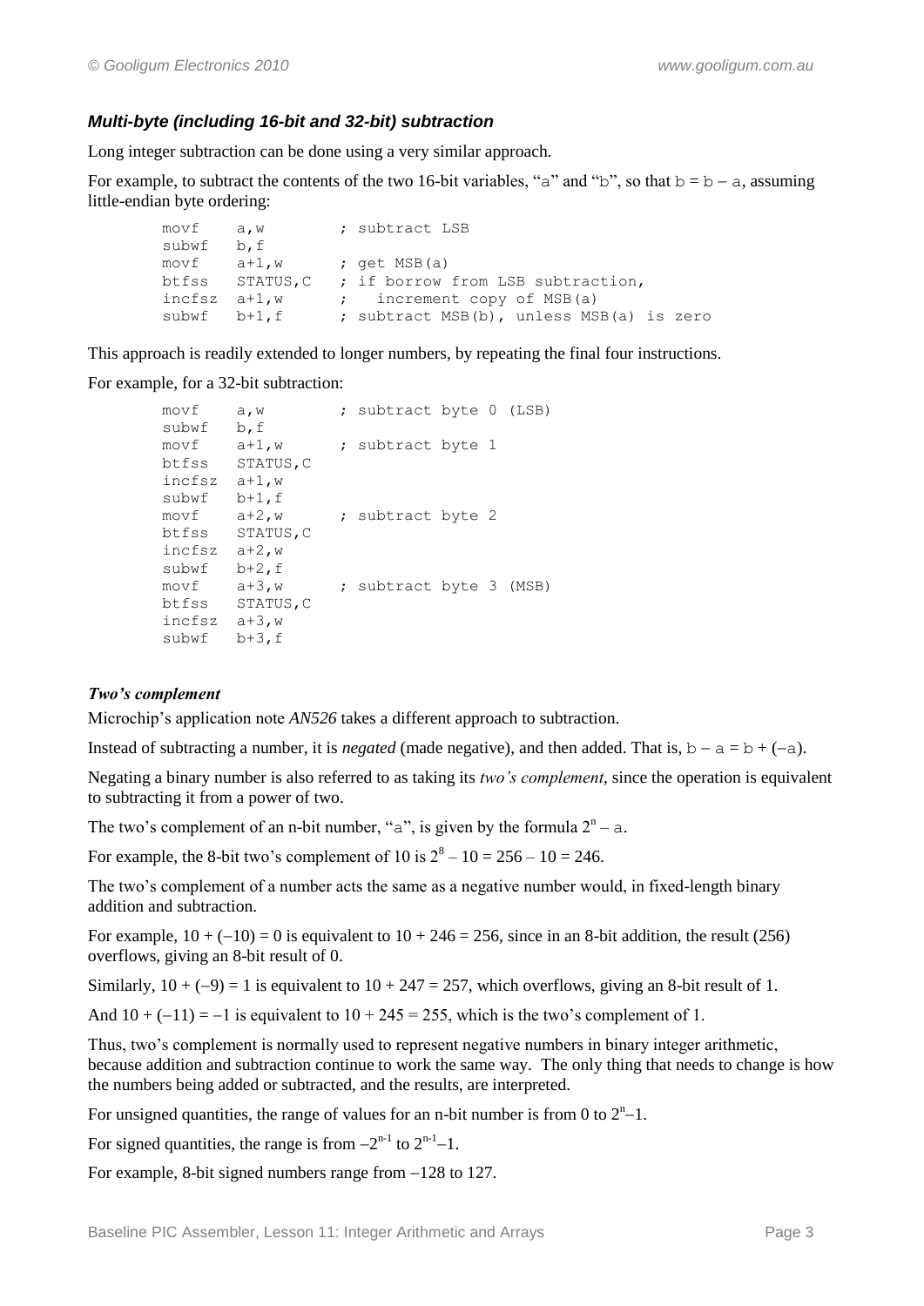### *Multi-byte (including 16-bit and 32-bit) subtraction*

Long integer subtraction can be done using a very similar approach.

For example, to subtract the contents of the two 16-bit variables, "a" and "b", so that b = b – a, assuming little-endian byte ordering:

```
        movf    a,w         ; subtract LSB
        subwf   b,f
        movf    a+1,w       ; get MSB(a)
        btfss   STATUS,C    ; if borrow from LSB subtraction,
        incfsz  a+1,w       ;   increment copy of MSB(a)
        subwf   b+1,f       ; subtract MSB(b), unless MSB(a) is zero
```

This approach is readily extended to longer numbers, by repeating the final four instructions.

For example, for a 32-bit subtraction:

```
        movf    a,w         ; subtract byte 0 (LSB)
        subwf   b,f
        movf    a+1,w       ; subtract byte 1
        btfss   STATUS,C
        incfsz  a+1,w
        subwf   b+1,f
        movf    a+2,w       ; subtract byte 2
        btfss   STATUS,C
        incfsz  a+2,w
        subwf   b+2,f
        movf    a+3,w       ; subtract byte 3 (MSB)
        btfss   STATUS,C
        incfsz  a+3,w
        subwf   b+3,f
```

#### *Two's complement*

Microchip's application note *AN526* takes a different approach to subtraction.

Instead of subtracting a number, it is *negated* (made negative), and then added. That is, b – a = b + (–a).

Negating a binary number is also referred to as taking its *two's complement*, since the operation is equivalent to subtracting it from a power of two.

The two's complement of an n-bit number, "a", is given by the formula $2^n – a$.

For example, the 8-bit two's complement of 10 is $2^8 – 10 = 256 – 10 = 246$.

The two's complement of a number acts the same as a negative number would, in fixed-length binary addition and subtraction.

For example, $10 + (–10) = 0$ is equivalent to $10 + 246 = 256$, since in an 8-bit addition, the result (256) overflows, giving an 8-bit result of 0.

Similarly, $10 + (–9) = 1$ is equivalent to $10 + 247 = 257$, which overflows, giving an 8-bit result of 1.

And $10 + (–11) = –1$ is equivalent to $10 + 245 = 255$, which is the two's complement of 1.

Thus, two's complement is normally used to represent negative numbers in binary integer arithmetic, because addition and subtraction continue to work the same way. The only thing that needs to change is how the numbers being added or subtracted, and the results, are interpreted.

For unsigned quantities, the range of values for an n-bit number is from 0 to $2^n–1$.

For signed quantities, the range is from $–2^{n-1}$ to $2^{n-1}–1$.

For example, 8-bit signed numbers range from –128 to 127.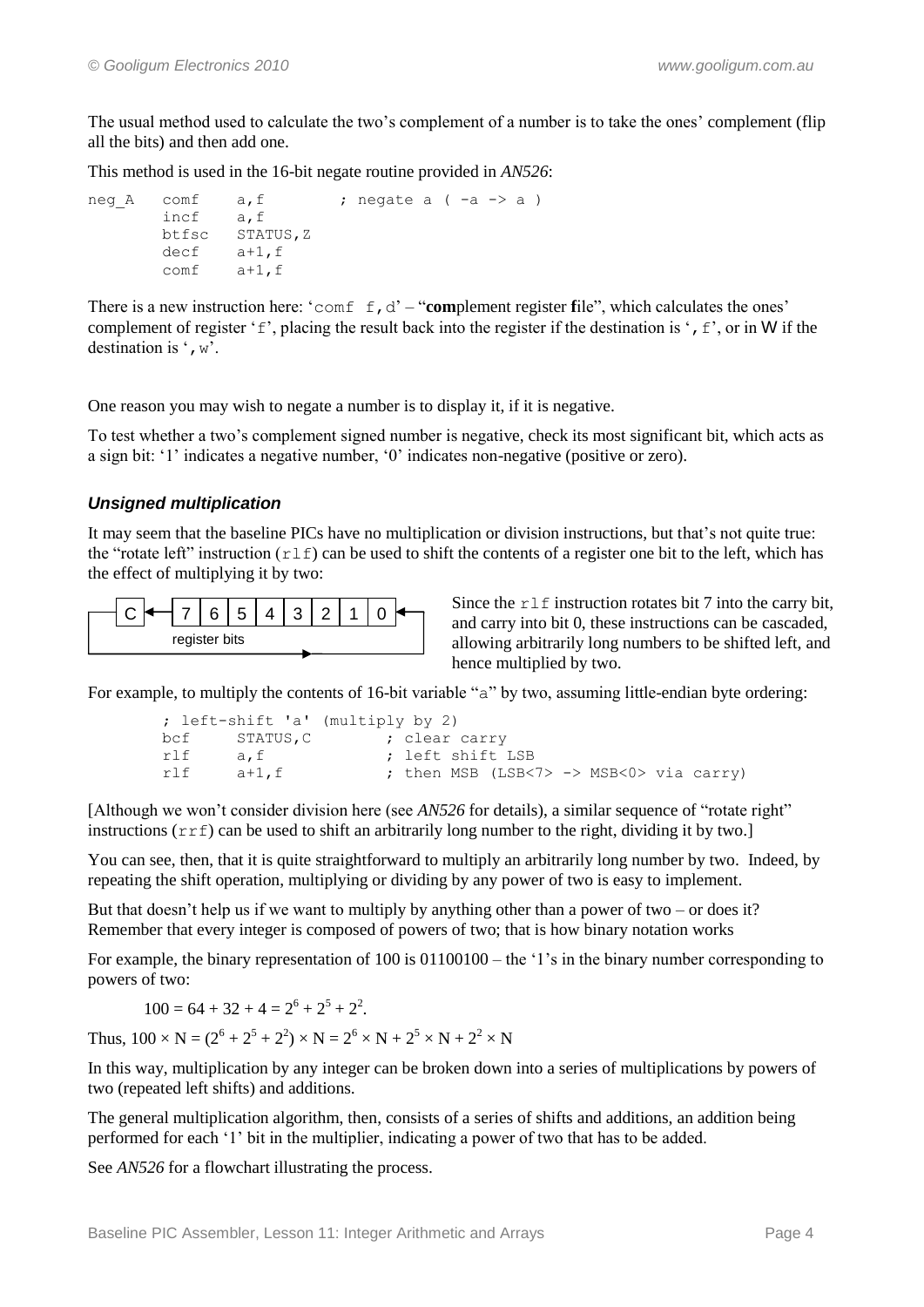The usual method used to calculate the two's complement of a number is to take the ones' complement (flip all the bits) and then add one.

This method is used in the 16-bit negate routine provided in *AN526*:

```
neg_A   comf    a,f         ; negate a ( -a -> a )
        incf    a,f
        btfsc   STATUS,Z
        decf    a+1,f
        comf    a+1,f
```

There is a new instruction here: '`comf f,d`' – "**com**plement register **f**ile", which calculates the ones' complement of register '`f`', placing the result back into the register if the destination is '`,f`', or in W if the destination is '`,w`'.

One reason you may wish to negate a number is to display it, if it is negative.

To test whether a two's complement signed number is negative, check its most significant bit, which acts as a sign bit: '1' indicates a negative number, '0' indicates non-negative (positive or zero).

### *Unsigned multiplication*

It may seem that the baseline PICs have no multiplication or division instructions, but that's not quite true: the "rotate left" instruction (`rlf`) can be used to shift the contents of a register one bit to the left, which has the effect of multiplying it by two:

Since the `rlf` instruction rotates bit 7 into the carry bit, and carry into bit 0, these instructions can be cascaded, allowing arbitrarily long numbers to be shifted left, and hence multiplied by two.

For example, to multiply the contents of 16-bit variable "`a`" by two, assuming little-endian byte ordering:

```
        ; left-shift 'a' (multiply by 2)
        bcf     STATUS,C        ; clear carry
        rlf     a,f             ; left shift LSB
        rlf     a+1,f           ; then MSB (LSB<7> -> MSB<0> via carry)
```

[Although we won't consider division here (see *AN526* for details), a similar sequence of "rotate right" instructions (`rrf`) can be used to shift an arbitrarily long number to the right, dividing it by two.]

You can see, then, that it is quite straightforward to multiply an arbitrarily long number by two. Indeed, by repeating the shift operation, multiplying or dividing by any power of two is easy to implement.

But that doesn't help us if we want to multiply by anything other than a power of two – or does it? Remember that every integer is composed of powers of two; that is how binary notation works

For example, the binary representation of 100 is 01100100 – the '1's in the binary number corresponding to powers of two:

$100 = 64 + 32 + 4 = 2^6 + 2^5 + 2^2$.

Thus, $100 \times N = (2^6 + 2^5 + 2^2) \times N = 2^6 \times N + 2^5 \times N + 2^2 \times N$

In this way, multiplication by any integer can be broken down into a series of multiplications by powers of two (repeated left shifts) and additions.

The general multiplication algorithm, then, consists of a series of shifts and additions, an addition being performed for each '1' bit in the multiplier, indicating a power of two that has to be added.

See *AN526* for a flowchart illustrating the process.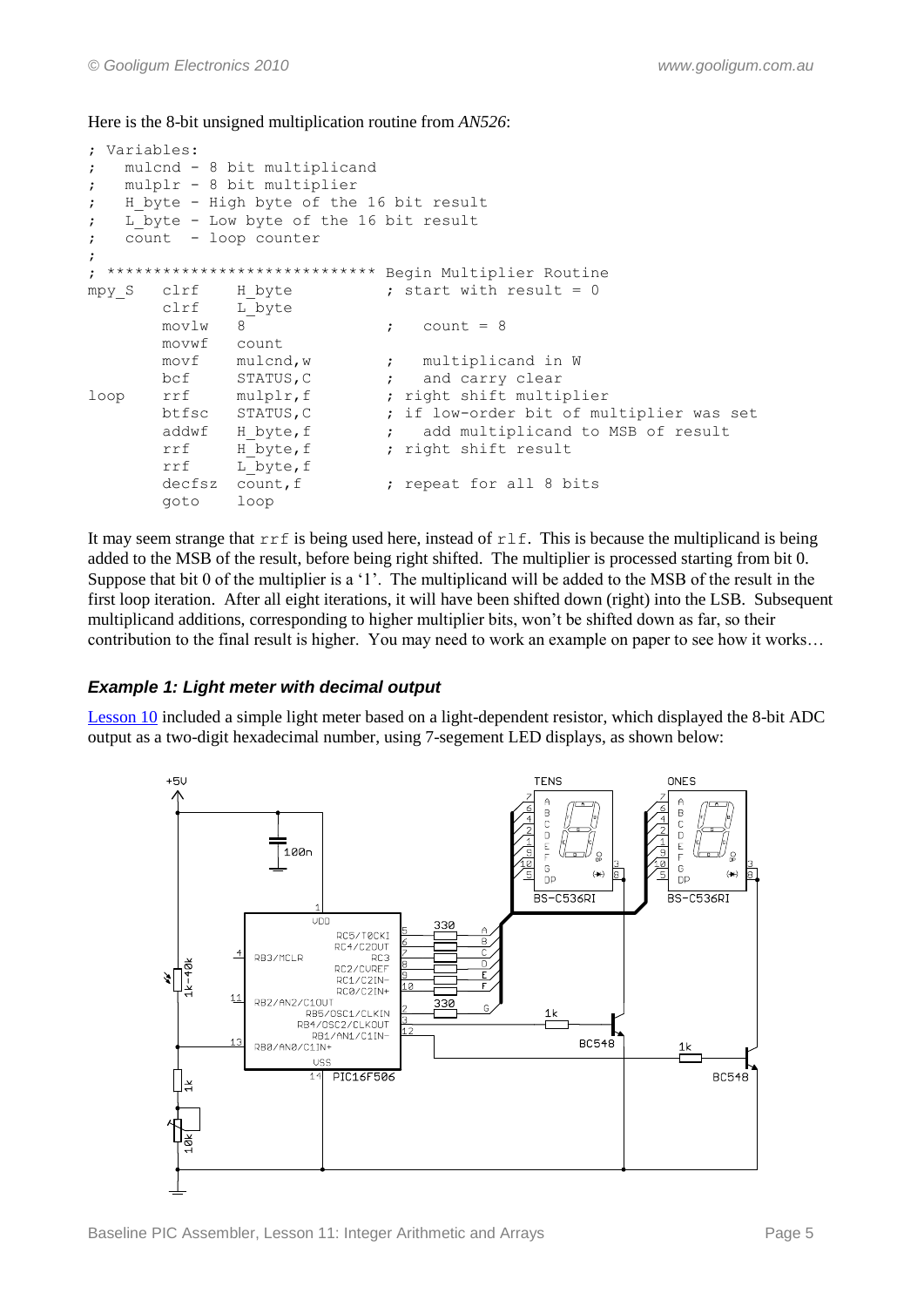Here is the 8-bit unsigned multiplication routine from *AN526*:

```
; Variables:
;   mulcnd - 8 bit multiplicand
;   mulplr - 8 bit multiplier
;   H_byte - High byte of the 16 bit result
;   L_byte - Low byte of the 16 bit result
;   count  - loop counter
;
; **************************** Begin Multiplier Routine
mpy_S   clrf    H_byte          ; start with result = 0
        clrf    L_byte
        movlw   8               ;   count = 8
        movwf   count
        movf    mulcnd,w        ;   multiplicand in W
        bcf     STATUS,C        ;   and carry clear
loop    rrf     mulplr,f        ; right shift multiplier
        btfsc   STATUS,C        ; if low-order bit of multiplier was set
        addwf   H_byte,f        ;   add multiplicand to MSB of result
        rrf     H_byte,f        ; right shift result
        rrf     L_byte,f
        decfsz  count,f         ; repeat for all 8 bits
        goto    loop
```

It may seem strange that `rrf` is being used here, instead of `rlf`. This is because the multiplicand is being added to the MSB of the result, before being right shifted. The multiplier is processed starting from bit 0. Suppose that bit 0 of the multiplier is a '1'. The multiplicand will be added to the MSB of the result in the first loop iteration. After all eight iterations, it will have been shifted down (right) into the LSB. Subsequent multiplicand additions, corresponding to higher multiplier bits, won't be shifted down as far, so their contribution to the final result is higher. You may need to work an example on paper to see how it works…

### *Example 1: Light meter with decimal output*

Lesson 10 included a simple light meter based on a light-dependent resistor, which displayed the 8-bit ADC output as a two-digit hexadecimal number, using 7-segement LED displays, as shown below: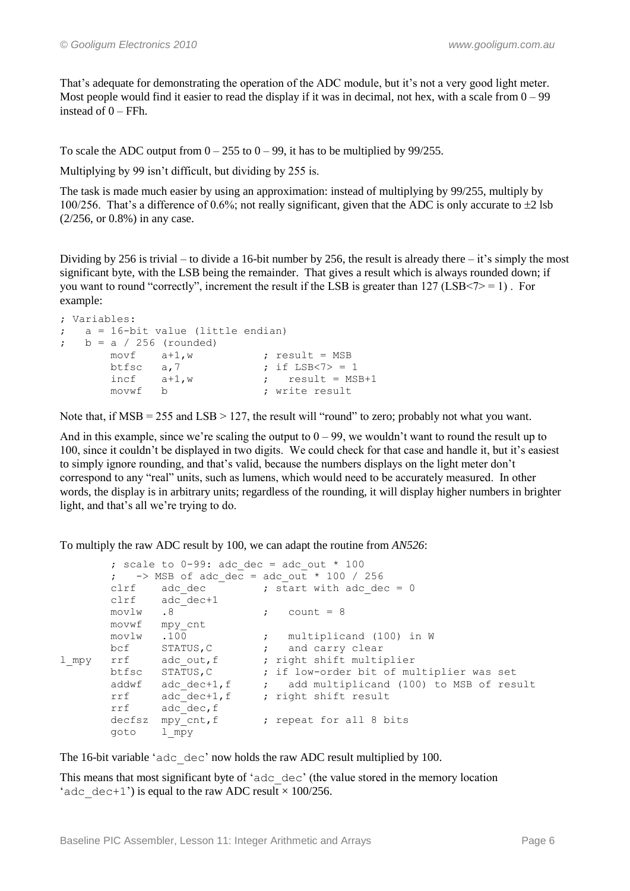That's adequate for demonstrating the operation of the ADC module, but it's not a very good light meter. Most people would find it easier to read the display if it was in decimal, not hex, with a scale from 0 – 99 instead of 0 – FFh.

To scale the ADC output from 0 – 255 to 0 – 99, it has to be multiplied by 99/255.

Multiplying by 99 isn't difficult, but dividing by 255 is.

The task is made much easier by using an approximation: instead of multiplying by 99/255, multiply by 100/256. That's a difference of 0.6%; not really significant, given that the ADC is only accurate to $\pm 2$ lsb (2/256, or 0.8%) in any case.

Dividing by 256 is trivial – to divide a 16-bit number by 256, the result is already there – it's simply the most significant byte, with the LSB being the remainder. That gives a result which is always rounded down; if you want to round "correctly", increment the result if the LSB is greater than 127 (LSB<7> = 1) . For example:

```
; Variables:
;   a = 16-bit value (little endian)
;   b = a / 256 (rounded)
        movf    a+1,w           ; result = MSB
        btfsc   a,7             ; if LSB<7> = 1
        incf    a+1,w           ;   result = MSB+1
        movwf   b               ; write result
```

Note that, if MSB = 255 and LSB > 127, the result will "round" to zero; probably not what you want.

And in this example, since we're scaling the output to 0 – 99, we wouldn't want to round the result up to 100, since it couldn't be displayed in two digits. We could check for that case and handle it, but it's easiest to simply ignore rounding, and that's valid, because the numbers displays on the light meter don't correspond to any "real" units, such as lumens, which would need to be accurately measured. In other words, the display is in arbitrary units; regardless of the rounding, it will display higher numbers in brighter light, and that's all we're trying to do.

To multiply the raw ADC result by 100, we can adapt the routine from *AN526*:

```
        ; scale to 0-99: adc_dec = adc_out * 100
        ;   -> MSB of adc_dec = adc_out * 100 / 256
        clrf    adc_dec         ; start with adc_dec = 0
        clrf    adc_dec+1
        movlw   .8              ;   count = 8
        movwf   mpy_cnt
        movlw   .100            ;   multiplicand (100) in W
        bcf     STATUS,C        ;   and carry clear
l_mpy   rrf     adc_out,f       ; right shift multiplier
        btfsc   STATUS,C        ; if low-order bit of multiplier was set
        addwf   adc_dec+1,f     ;   add multiplicand (100) to MSB of result
        rrf     adc_dec+1,f     ; right shift result
        rrf     adc_dec,f
        decfsz  mpy_cnt,f       ; repeat for all 8 bits
        goto    l_mpy
```

The 16-bit variable 'adc_dec' now holds the raw ADC result multiplied by 100.

This means that most significant byte of 'adc_dec' (the value stored in the memory location 'adc_dec+1') is equal to the raw ADC result × 100/256.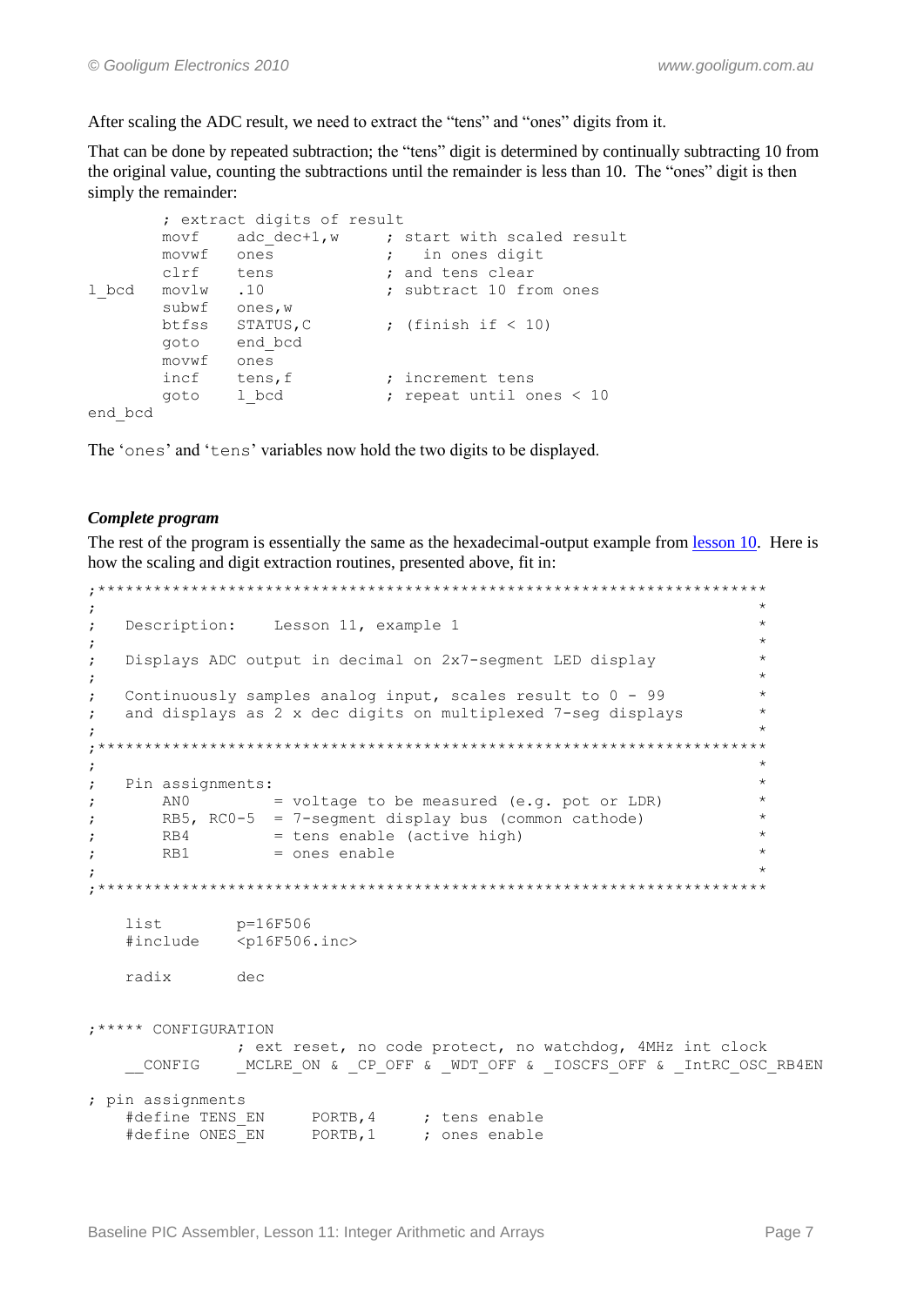After scaling the ADC result, we need to extract the "tens" and "ones" digits from it.

That can be done by repeated subtraction; the "tens" digit is determined by continually subtracting 10 from the original value, counting the subtractions until the remainder is less than 10. The "ones" digit is then simply the remainder:

```
        ; extract digits of result
        movf    adc_dec+1,w     ; start with scaled result
        movwf   ones            ;   in ones digit
        clrf    tens            ; and tens clear
l_bcd   movlw   .10             ; subtract 10 from ones
        subwf   ones,w
        btfss   STATUS,C        ; (finish if < 10)
        goto    end_bcd
        movwf   ones
        incf    tens,f          ; increment tens
        goto    l_bcd           ; repeat until ones < 10
end_bcd
```

The 'ones' and 'tens' variables now hold the two digits to be displayed.

### *Complete program*

The rest of the program is essentially the same as the hexadecimal-output example from lesson 10. Here is how the scaling and digit extraction routines, presented above, fit in:

```
;************************************************************************
;                                                                       *
;   Description:    Lesson 11, example 1                                *
;                                                                       *
;   Displays ADC output in decimal on 2x7-segment LED display          *
;                                                                       *
;   Continuously samples analog input, scales result to 0 - 99         *
;   and displays as 2 x dec digits on multiplexed 7-seg displays       *
;                                                                       *
;************************************************************************
;                                                                       *
;   Pin assignments:                                                    *
;       AN0         = voltage to be measured (e.g. pot or LDR)          *
;       RB5, RC0-5  = 7-segment display bus (common cathode)            *
;       RB4         = tens enable (active high)                         *
;       RB1         = ones enable                                       *
;                                                                       *
;************************************************************************

    list        p=16F506
    #include    <p16F506.inc>

    radix       dec


;***** CONFIGURATION
                ; ext reset, no code protect, no watchdog, 4MHz int clock
    __CONFIG    _MCLRE_ON & _CP_OFF & _WDT_OFF & _IOSCFS_OFF & _IntRC_OSC_RB4EN

; pin assignments
    #define TENS_EN     PORTB,4     ; tens enable
    #define ONES_EN     PORTB,1     ; ones enable
```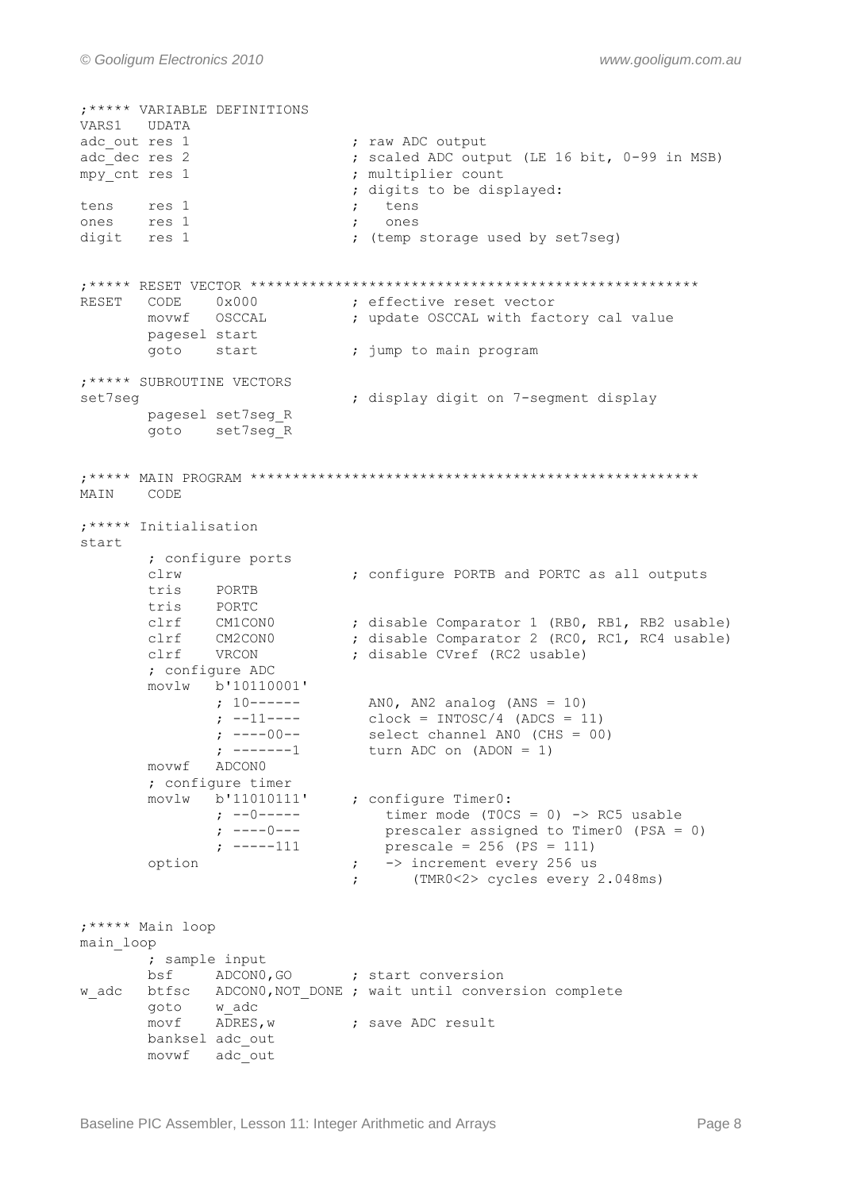```
;***** VARIABLE DEFINITIONS
VARS1   UDATA
adc_out res 1                   ; raw ADC output
adc_dec res 2                   ; scaled ADC output (LE 16 bit, 0-99 in MSB)
mpy_cnt res 1                   ; multiplier count
                                ; digits to be displayed:
tens    res 1                   ;   tens
ones    res 1                   ;   ones
digit   res 1                   ; (temp storage used by set7seg)


;***** RESET VECTOR *****************************************************
RESET   CODE    0x000           ; effective reset vector
        movwf   OSCCAL          ; update OSCCAL with factory cal value
        pagesel start
        goto    start           ; jump to main program

;***** SUBROUTINE VECTORS
set7seg                         ; display digit on 7-segment display
        pagesel set7seg_R
        goto    set7seg_R


;***** MAIN PROGRAM *****************************************************
MAIN    CODE

;***** Initialisation
start
        ; configure ports
        clrw                    ; configure PORTB and PORTC as all outputs
        tris    PORTB
        tris    PORTC
        clrf    CM1CON0         ; disable Comparator 1 (RB0, RB1, RB2 usable)
        clrf    CM2CON0         ; disable Comparator 2 (RC0, RC1, RC4 usable)
        clrf    VRCON           ; disable CVref (RC2 usable)
        ; configure ADC
        movlw   b'10110001'
                ; 10------        AN0, AN2 analog (ANS = 10)
                ; --11----        clock = INTOSC/4 (ADCS = 11)
                ; ----00--        select channel AN0 (CHS = 00)
                ; -------1        turn ADC on (ADON = 1)
        movwf   ADCON0
        ; configure timer
        movlw   b'11010111'     ; configure Timer0:
                ; --0-----          timer mode (T0CS = 0) -> RC5 usable
                ; ----0---          prescaler assigned to Timer0 (PSA = 0)
                ; -----111          prescale = 256 (PS = 111)
        option                  ;   -> increment every 256 us
                                ;      (TMR0<2> cycles every 2.048ms)


;***** Main loop
main_loop
        ; sample input
        bsf     ADCON0,GO       ; start conversion
w_adc   btfsc   ADCON0,NOT_DONE ; wait until conversion complete
        goto    w_adc
        movf    ADRES,w         ; save ADC result
        banksel adc_out
        movwf   adc_out
```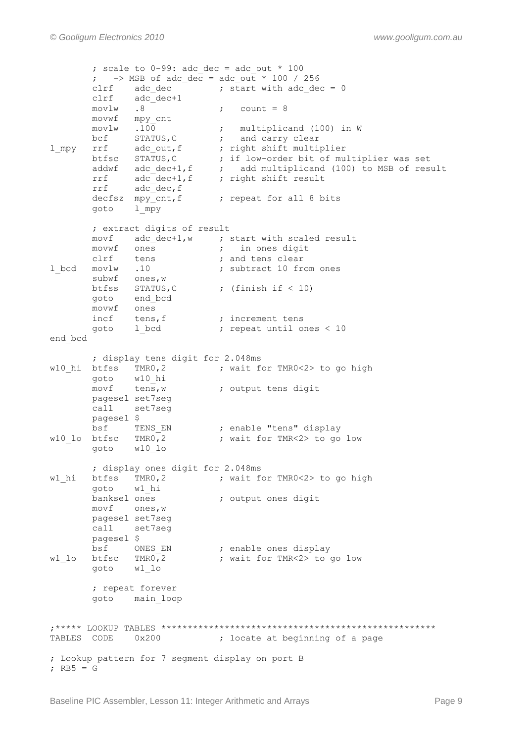```
        ; scale to 0-99: adc_dec = adc_out * 100
        ;   -> MSB of adc_dec = adc_out * 100 / 256
        clrf    adc_dec         ; start with adc_dec = 0
        clrf    adc_dec+1
        movlw   .8              ;   count = 8
        movwf   mpy_cnt
        movlw   .100            ;   multiplicand (100) in W
        bcf     STATUS,C        ;   and carry clear
l_mpy   rrf     adc_out,f       ; right shift multiplier
        btfsc   STATUS,C        ; if low-order bit of multiplier was set
        addwf   adc_dec+1,f     ;   add multiplicand (100) to MSB of result
        rrf     adc_dec+1,f     ; right shift result
        rrf     adc_dec,f
        decfsz  mpy_cnt,f       ; repeat for all 8 bits
        goto    l_mpy

        ; extract digits of result
        movf    adc_dec+1,w     ; start with scaled result
        movwf   ones            ;   in ones digit
        clrf    tens            ; and tens clear
l_bcd   movlw   .10             ; subtract 10 from ones
        subwf   ones,w
        btfss   STATUS,C        ; (finish if < 10)
        goto    end_bcd
        movwf   ones
        incf    tens,f          ; increment tens
        goto    l_bcd           ; repeat until ones < 10
end_bcd

        ; display tens digit for 2.048ms
w10_hi  btfss   TMR0,2          ; wait for TMR0<2> to go high
        goto    w10_hi
        movf    tens,w          ; output tens digit
        pagesel set7seg
        call    set7seg
        pagesel $
        bsf     TENS_EN         ; enable "tens" display
w10_lo  btfsc   TMR0,2          ; wait for TMR<2> to go low
        goto    w10_lo

        ; display ones digit for 2.048ms
w1_hi   btfss   TMR0,2          ; wait for TMR0<2> to go high
        goto    w1_hi
        banksel ones            ; output ones digit
        movf    ones,w
        pagesel set7seg
        call    set7seg
        pagesel $
        bsf     ONES_EN         ; enable ones display
w1_lo   btfsc   TMR0,2          ; wait for TMR<2> to go low
        goto    w1_lo

        ; repeat forever
        goto    main_loop


;***** LOOKUP TABLES ****************************************************
TABLES  CODE    0x200           ; locate at beginning of a page

; Lookup pattern for 7 segment display on port B
; RB5 = G
```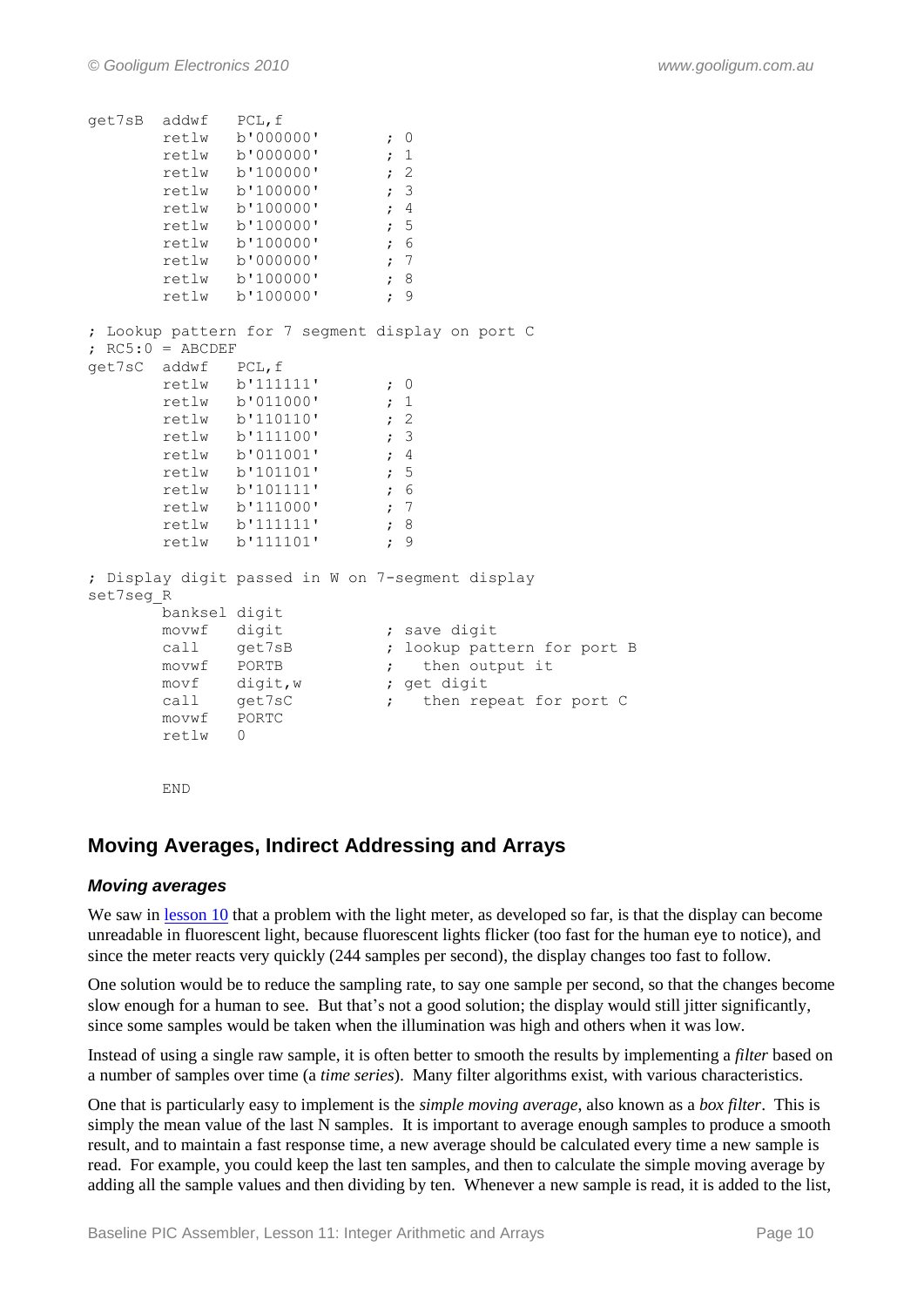```
get7sB  addwf   PCL,f
        retlw   b'000000'       ; 0
        retlw   b'000000'       ; 1
        retlw   b'100000'       ; 2
        retlw   b'100000'       ; 3
        retlw   b'100000'       ; 4
        retlw   b'100000'       ; 5
        retlw   b'100000'       ; 6
        retlw   b'000000'       ; 7
        retlw   b'100000'       ; 8
        retlw   b'100000'       ; 9

; Lookup pattern for 7 segment display on port C
; RC5:0 = ABCDEF
get7sC  addwf   PCL,f
        retlw   b'111111'       ; 0
        retlw   b'011000'       ; 1
        retlw   b'110110'       ; 2
        retlw   b'111100'       ; 3
        retlw   b'011001'       ; 4
        retlw   b'101101'       ; 5
        retlw   b'101111'       ; 6
        retlw   b'111000'       ; 7
        retlw   b'111111'       ; 8
        retlw   b'111101'       ; 9

; Display digit passed in W on 7-segment display
set7seg_R
        banksel digit
        movwf   digit           ; save digit
        call    get7sB          ; lookup pattern for port B
        movwf   PORTB           ;   then output it
        movf    digit,w         ; get digit
        call    get7sC          ;   then repeat for port C
        movwf   PORTC
        retlw   0


        END
```

## Moving Averages, Indirect Addressing and Arrays

### *Moving averages*

We saw in lesson 10 that a problem with the light meter, as developed so far, is that the display can become unreadable in fluorescent light, because fluorescent lights flicker (too fast for the human eye to notice), and since the meter reacts very quickly (244 samples per second), the display changes too fast to follow.

One solution would be to reduce the sampling rate, to say one sample per second, so that the changes become slow enough for a human to see. But that's not a good solution; the display would still jitter significantly, since some samples would be taken when the illumination was high and others when it was low.

Instead of using a single raw sample, it is often better to smooth the results by implementing a *filter* based on a number of samples over time (a *time series*). Many filter algorithms exist, with various characteristics.

One that is particularly easy to implement is the *simple moving average*, also known as a *box filter*. This is simply the mean value of the last N samples. It is important to average enough samples to produce a smooth result, and to maintain a fast response time, a new average should be calculated every time a new sample is read. For example, you could keep the last ten samples, and then to calculate the simple moving average by adding all the sample values and then dividing by ten. Whenever a new sample is read, it is added to the list,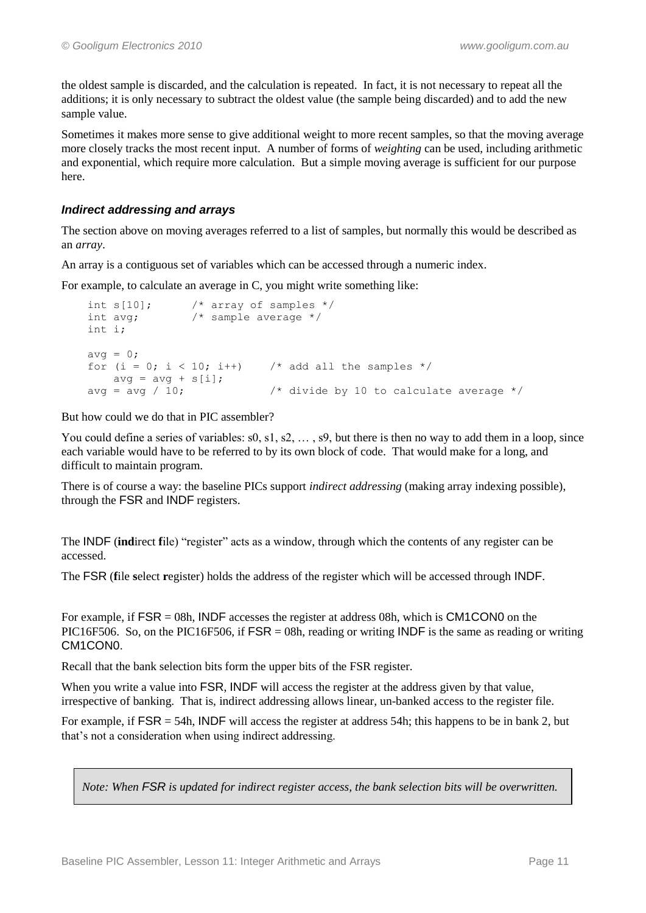the oldest sample is discarded, and the calculation is repeated. In fact, it is not necessary to repeat all the additions; it is only necessary to subtract the oldest value (the sample being discarded) and to add the new sample value.

Sometimes it makes more sense to give additional weight to more recent samples, so that the moving average more closely tracks the most recent input. A number of forms of *weighting* can be used, including arithmetic and exponential, which require more calculation. But a simple moving average is sufficient for our purpose here.

### *Indirect addressing and arrays*

The section above on moving averages referred to a list of samples, but normally this would be described as an *array*.

An array is a contiguous set of variables which can be accessed through a numeric index.

For example, to calculate an average in C, you might write something like:

```
int s[10];      /* array of samples */
int avg;        /* sample average */
int i;

avg = 0;
for (i = 0; i < 10; i++)    /* add all the samples */
    avg = avg + s[i];
avg = avg / 10;             /* divide by 10 to calculate average */
```

But how could we do that in PIC assembler?

You could define a series of variables: s0, s1, s2, … , s9, but there is then no way to add them in a loop, since each variable would have to be referred to by its own block of code. That would make for a long, and difficult to maintain program.

There is of course a way: the baseline PICs support *indirect addressing* (making array indexing possible), through the FSR and INDF registers.

The INDF (**ind**irect **f**ile) "register" acts as a window, through which the contents of any register can be accessed.

The FSR (**f**ile **s**elect **r**egister) holds the address of the register which will be accessed through INDF.

For example, if FSR = 08h, INDF accesses the register at address 08h, which is CM1CON0 on the PIC16F506. So, on the PIC16F506, if FSR = 08h, reading or writing INDF is the same as reading or writing CM1CON0.

Recall that the bank selection bits form the upper bits of the FSR register.

When you write a value into FSR, INDF will access the register at the address given by that value, irrespective of banking. That is, indirect addressing allows linear, un-banked access to the register file.

For example, if FSR = 54h, INDF will access the register at address 54h; this happens to be in bank 2, but that's not a consideration when using indirect addressing.

> *Note: When FSR is updated for indirect register access, the bank selection bits will be overwritten.*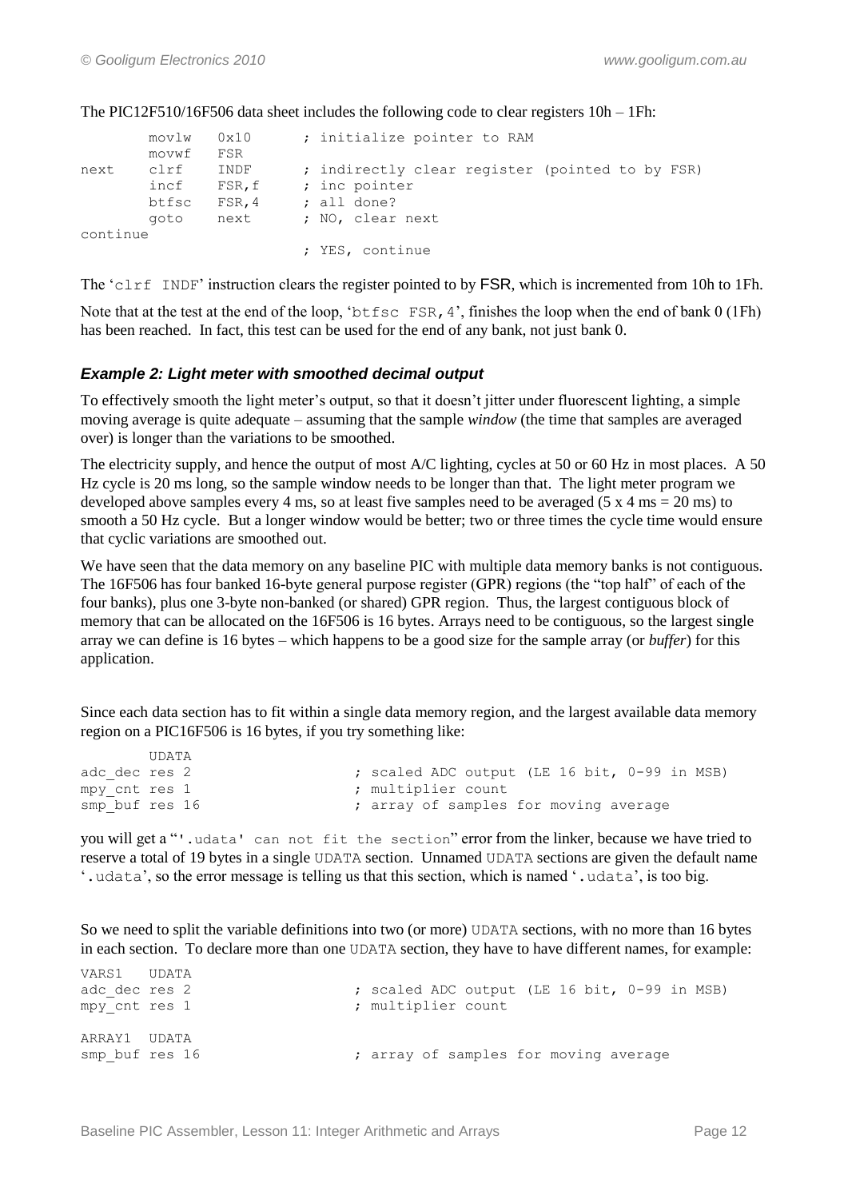The PIC12F510/16F506 data sheet includes the following code to clear registers 10h – 1Fh:

```
        movlw   0x10        ; initialize pointer to RAM
        movwf   FSR
next    clrf    INDF        ; indirectly clear register (pointed to by FSR)
        incf    FSR,f       ; inc pointer
        btfsc   FSR,4       ; all done?
        goto    next        ; NO, clear next
continue
                            ; YES, continue
```

The '`clrf INDF`' instruction clears the register pointed to by FSR, which is incremented from 10h to 1Fh.

Note that at the test at the end of the loop, '`btfsc FSR,4`', finishes the loop when the end of bank 0 (1Fh) has been reached. In fact, this test can be used for the end of any bank, not just bank 0.

### *Example 2: Light meter with smoothed decimal output*

To effectively smooth the light meter's output, so that it doesn't jitter under fluorescent lighting, a simple moving average is quite adequate – assuming that the sample *window* (the time that samples are averaged over) is longer than the variations to be smoothed.

The electricity supply, and hence the output of most A/C lighting, cycles at 50 or 60 Hz in most places. A 50 Hz cycle is 20 ms long, so the sample window needs to be longer than that. The light meter program we developed above samples every 4 ms, so at least five samples need to be averaged (5 x 4 ms = 20 ms) to smooth a 50 Hz cycle. But a longer window would be better; two or three times the cycle time would ensure that cyclic variations are smoothed out.

We have seen that the data memory on any baseline PIC with multiple data memory banks is not contiguous. The 16F506 has four banked 16-byte general purpose register (GPR) regions (the "top half" of each of the four banks), plus one 3-byte non-banked (or shared) GPR region. Thus, the largest contiguous block of memory that can be allocated on the 16F506 is 16 bytes. Arrays need to be contiguous, so the largest single array we can define is 16 bytes – which happens to be a good size for the sample array (or *buffer*) for this application.

Since each data section has to fit within a single data memory region, and the largest available data memory region on a PIC16F506 is 16 bytes, if you try something like:

```
        UDATA
adc_dec res 2               ; scaled ADC output (LE 16 bit, 0-99 in MSB)
mpy_cnt res 1               ; multiplier count
smp_buf res 16              ; array of samples for moving average
```

you will get a "`'.udata' can not fit the section`" error from the linker, because we have tried to reserve a total of 19 bytes in a single `UDATA` section. Unnamed `UDATA` sections are given the default name '`.udata`', so the error message is telling us that this section, which is named '`.udata`', is too big.

So we need to split the variable definitions into two (or more) `UDATA` sections, with no more than 16 bytes in each section. To declare more than one `UDATA` section, they have to have different names, for example:

```
VARS1   UDATA
adc_dec res 2               ; scaled ADC output (LE 16 bit, 0-99 in MSB)
mpy_cnt res 1               ; multiplier count

ARRAY1  UDATA
smp_buf res 16              ; array of samples for moving average
```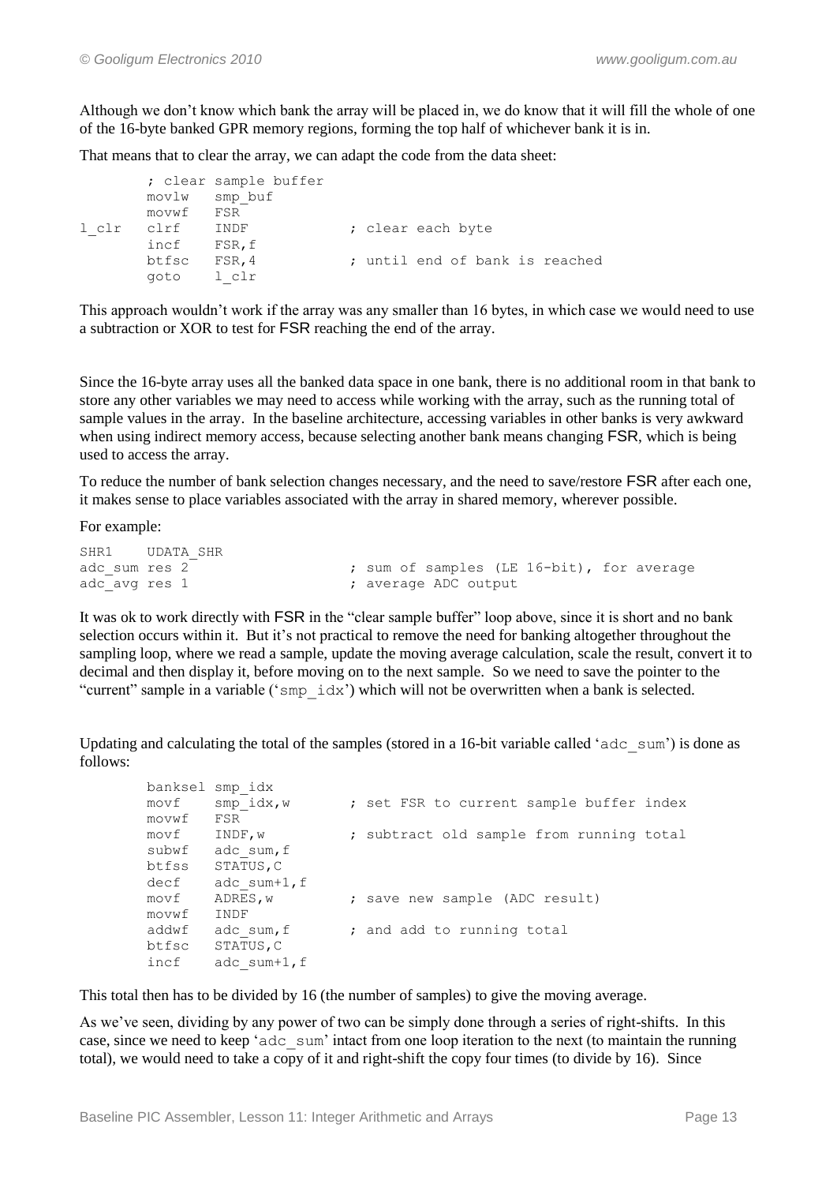Although we don't know which bank the array will be placed in, we do know that it will fill the whole of one of the 16-byte banked GPR memory regions, forming the top half of whichever bank it is in.

That means that to clear the array, we can adapt the code from the data sheet:

```
        ; clear sample buffer
        movlw   smp_buf
        movwf   FSR
l_clr   clrf    INDF            ; clear each byte
        incf    FSR,f
        btfsc   FSR,4           ; until end of bank is reached
        goto    l_clr
```

This approach wouldn't work if the array was any smaller than 16 bytes, in which case we would need to use a subtraction or XOR to test for FSR reaching the end of the array.

Since the 16-byte array uses all the banked data space in one bank, there is no additional room in that bank to store any other variables we may need to access while working with the array, such as the running total of sample values in the array. In the baseline architecture, accessing variables in other banks is very awkward when using indirect memory access, because selecting another bank means changing FSR, which is being used to access the array.

To reduce the number of bank selection changes necessary, and the need to save/restore FSR after each one, it makes sense to place variables associated with the array in shared memory, wherever possible.

For example:

```
SHR1    UDATA_SHR
adc_sum res 2                   ; sum of samples (LE 16-bit), for average
adc_avg res 1                   ; average ADC output
```

It was ok to work directly with FSR in the "clear sample buffer" loop above, since it is short and no bank selection occurs within it. But it's not practical to remove the need for banking altogether throughout the sampling loop, where we read a sample, update the moving average calculation, scale the result, convert it to decimal and then display it, before moving on to the next sample. So we need to save the pointer to the "current" sample in a variable ('smp_idx') which will not be overwritten when a bank is selected.

Updating and calculating the total of the samples (stored in a 16-bit variable called 'adc_sum') is done as follows:

```
        banksel smp_idx
        movf    smp_idx,w       ; set FSR to current sample buffer index
        movwf   FSR
        movf    INDF,w          ; subtract old sample from running total
        subwf   adc_sum,f
        btfss   STATUS,C
        decf    adc_sum+1,f
        movf    ADRES,w         ; save new sample (ADC result)
        movwf   INDF
        addwf   adc_sum,f       ; and add to running total
        btfsc   STATUS,C
        incf    adc_sum+1,f
```

This total then has to be divided by 16 (the number of samples) to give the moving average.

As we've seen, dividing by any power of two can be simply done through a series of right-shifts. In this case, since we need to keep 'adc_sum' intact from one loop iteration to the next (to maintain the running total), we would need to take a copy of it and right-shift the copy four times (to divide by 16). Since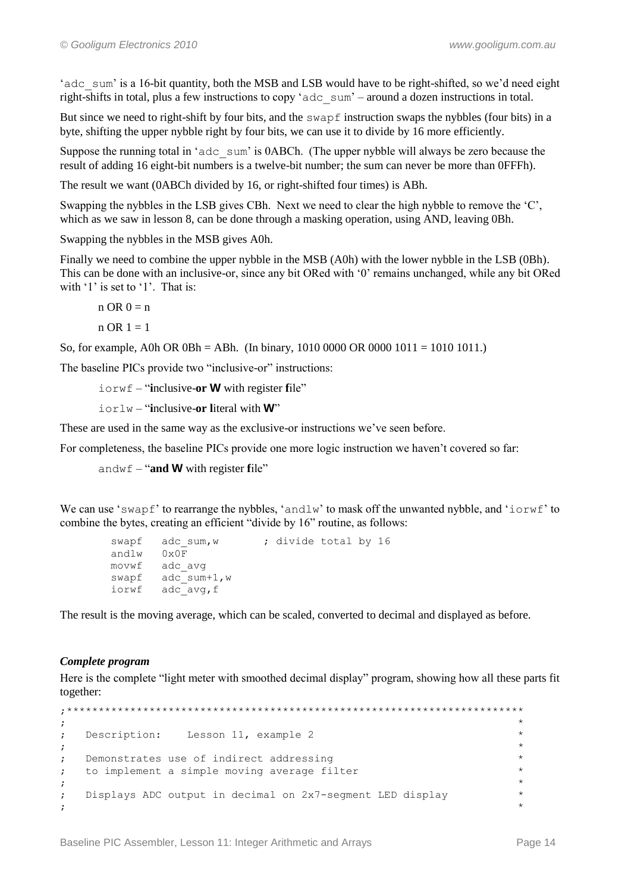'adc_sum' is a 16-bit quantity, both the MSB and LSB would have to be right-shifted, so we'd need eight right-shifts in total, plus a few instructions to copy 'adc_sum' – around a dozen instructions in total.

But since we need to right-shift by four bits, and the swapf instruction swaps the nybbles (four bits) in a byte, shifting the upper nybble right by four bits, we can use it to divide by 16 more efficiently.

Suppose the running total in 'adc_sum' is 0ABCh. (The upper nybble will always be zero because the result of adding 16 eight-bit numbers is a twelve-bit number; the sum can never be more than 0FFFh).

The result we want (0ABCh divided by 16, or right-shifted four times) is ABh.

Swapping the nybbles in the LSB gives CBh. Next we need to clear the high nybble to remove the 'C', which as we saw in lesson 8, can be done through a masking operation, using AND, leaving 0Bh.

Swapping the nybbles in the MSB gives A0h.

Finally we need to combine the upper nybble in the MSB (A0h) with the lower nybble in the LSB (0Bh). This can be done with an inclusive-or, since any bit ORed with '0' remains unchanged, while any bit ORed with '1' is set to '1'. That is:

n OR 0 = n

n OR 1 = 1

So, for example, A0h OR 0Bh = ABh. (In binary, 1010 0000 OR 0000 1011 = 1010 1011.)

The baseline PICs provide two "inclusive-or" instructions:

iorwf – "**i**nclusive-**or W** with register **f**ile"

iorlw – "**i**nclusive-**or l**iteral with **W**"

These are used in the same way as the exclusive-or instructions we've seen before.

For completeness, the baseline PICs provide one more logic instruction we haven't covered so far:

andwf – "**and W** with register **f**ile"

We can use 'swapf' to rearrange the nybbles, 'andlw' to mask off the unwanted nybble, and 'iorwf' to combine the bytes, creating an efficient "divide by 16" routine, as follows:

```
        swapf   adc_sum,w       ; divide total by 16
        andlw   0x0F
        movwf   adc_avg
        swapf   adc_sum+1,w
        iorwf   adc_avg,f
```

The result is the moving average, which can be scaled, converted to decimal and displayed as before.

### *Complete program*

Here is the complete "light meter with smoothed decimal display" program, showing how all these parts fit together:

```
;************************************************************************
;                                                                       *
;   Description:    Lesson 11, example 2                                *
;                                                                       *
;   Demonstrates use of indirect addressing                             *
;   to implement a simple moving average filter                         *
;                                                                       *
;   Displays ADC output in decimal on 2x7-segment LED display           *
;                                                                       *
```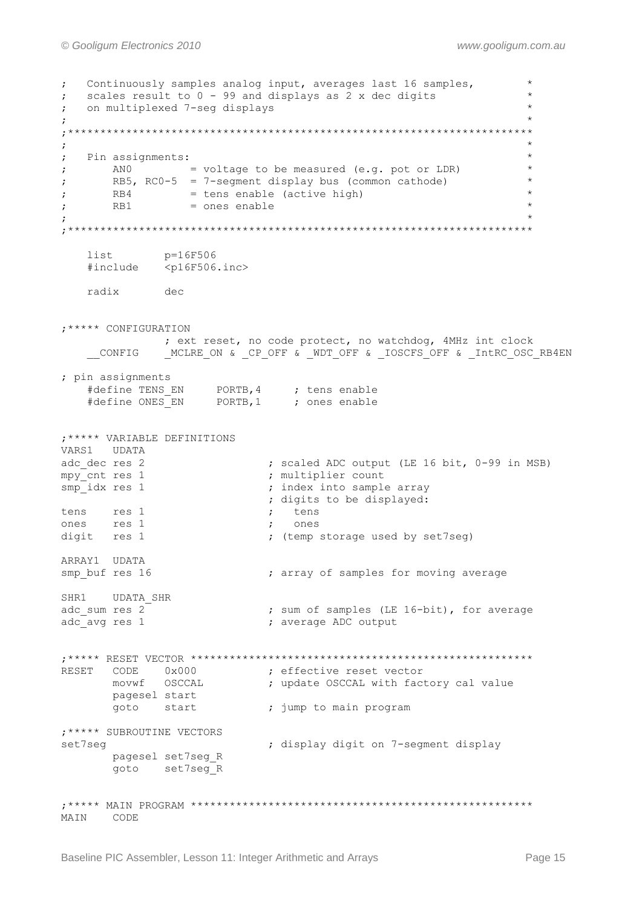```
;   Continuously samples analog input, averages last 16 samples,       *
;   scales result to 0 - 99 and displays as 2 x dec digits             *
;   on multiplexed 7-seg displays                                      *
;                                                                      *
;************************************************************************
;                                                                      *
;   Pin assignments:                                                   *
;       AN0         = voltage to be measured (e.g. pot or LDR)         *
;       RB5, RC0-5  = 7-segment display bus (common cathode)           *
;       RB4         = tens enable (active high)                        *
;       RB1         = ones enable                                      *
;                                                                      *
;************************************************************************

    list        p=16F506
    #include    <p16F506.inc>

    radix       dec


;***** CONFIGURATION
                ; ext reset, no code protect, no watchdog, 4MHz int clock
    __CONFIG    _MCLRE_ON & _CP_OFF & _WDT_OFF & _IOSCFS_OFF & _IntRC_OSC_RB4EN

; pin assignments
    #define TENS_EN     PORTB,4     ; tens enable
    #define ONES_EN     PORTB,1     ; ones enable


;***** VARIABLE DEFINITIONS
VARS1   UDATA
adc_dec res 2                   ; scaled ADC output (LE 16 bit, 0-99 in MSB)
mpy_cnt res 1                   ; multiplier count
smp_idx res 1                   ; index into sample array
                                ; digits to be displayed:
tens    res 1                   ;   tens
ones    res 1                   ;   ones
digit   res 1                   ; (temp storage used by set7seg)

ARRAY1  UDATA
smp_buf res 16                  ; array of samples for moving average

SHR1    UDATA_SHR
adc_sum res 2                   ; sum of samples (LE 16-bit), for average
adc_avg res 1                   ; average ADC output


;***** RESET VECTOR *****************************************************
RESET   CODE    0x000           ; effective reset vector
        movwf   OSCCAL          ; update OSCCAL with factory cal value
        pagesel start
        goto    start           ; jump to main program

;***** SUBROUTINE VECTORS
set7seg                         ; display digit on 7-segment display
        pagesel set7seg_R
        goto    set7seg_R


;***** MAIN PROGRAM *****************************************************
MAIN    CODE
```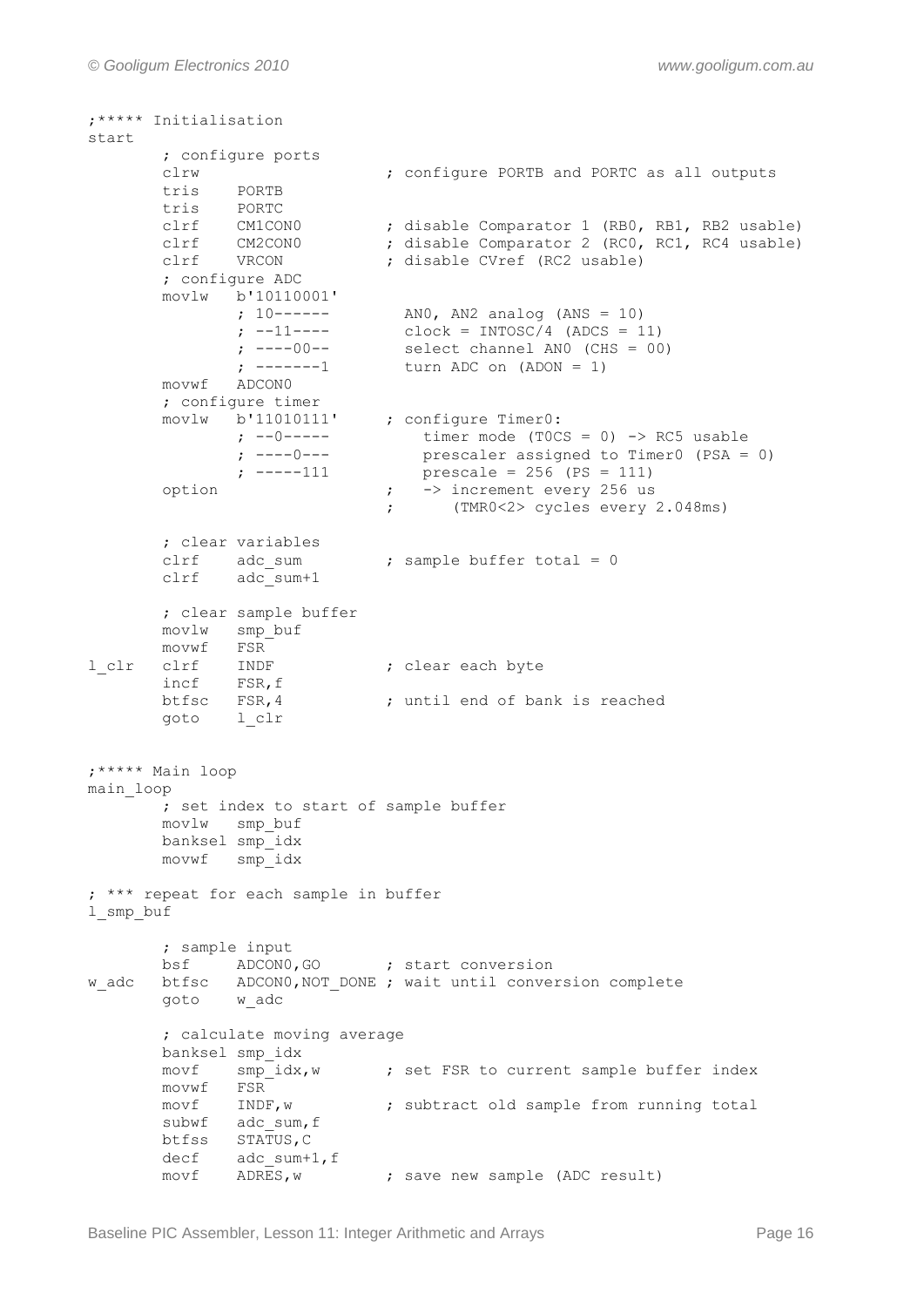```
;***** Initialisation
start
        ; configure ports
        clrw                    ; configure PORTB and PORTC as all outputs
        tris    PORTB
        tris    PORTC
        clrf    CM1CON0         ; disable Comparator 1 (RB0, RB1, RB2 usable)
        clrf    CM2CON0         ; disable Comparator 2 (RC0, RC1, RC4 usable)
        clrf    VRCON           ; disable CVref (RC2 usable)
        ; configure ADC
        movlw   b'10110001'
                ; 10------        AN0, AN2 analog (ANS = 10)
                ; --11----        clock = INTOSC/4 (ADCS = 11)
                ; ----00--        select channel AN0 (CHS = 00)
                ; -------1        turn ADC on (ADON = 1)
        movwf   ADCON0
        ; configure timer
        movlw   b'11010111'     ; configure Timer0:
                ; --0-----          timer mode (T0CS = 0) -> RC5 usable
                ; ----0---          prescaler assigned to Timer0 (PSA = 0)
                ; -----111          prescale = 256 (PS = 111)
        option                  ;   -> increment every 256 us
                                ;      (TMR0<2> cycles every 2.048ms)

        ; clear variables
        clrf    adc_sum         ; sample buffer total = 0
        clrf    adc_sum+1

        ; clear sample buffer
        movlw   smp_buf
        movwf   FSR
l_clr   clrf    INDF            ; clear each byte
        incf    FSR,f
        btfsc   FSR,4           ; until end of bank is reached
        goto    l_clr


;***** Main loop
main_loop
        ; set index to start of sample buffer
        movlw   smp_buf
        banksel smp_idx
        movwf   smp_idx

; *** repeat for each sample in buffer
l_smp_buf

        ; sample input
        bsf     ADCON0,GO       ; start conversion
w_adc   btfsc   ADCON0,NOT_DONE ; wait until conversion complete
        goto    w_adc

        ; calculate moving average
        banksel smp_idx
        movf    smp_idx,w       ; set FSR to current sample buffer index
        movwf   FSR
        movf    INDF,w          ; subtract old sample from running total
        subwf   adc_sum,f
        btfss   STATUS,C
        decf    adc_sum+1,f
        movf    ADRES,w         ; save new sample (ADC result)
```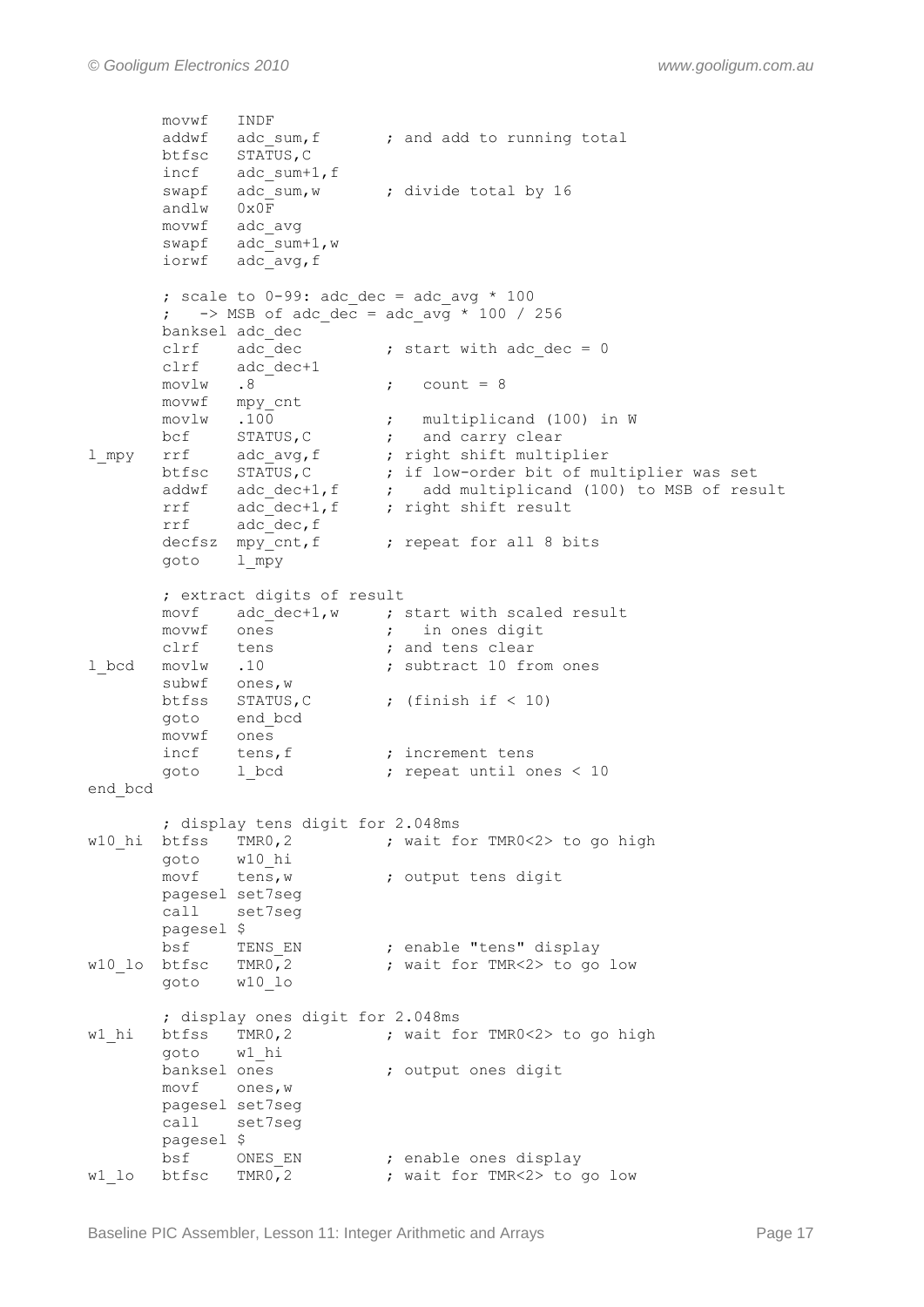```
        movwf   INDF
        addwf   adc_sum,f       ; and add to running total
        btfsc   STATUS,C
        incf    adc_sum+1,f
        swapf   adc_sum,w       ; divide total by 16
        andlw   0x0F
        movwf   adc_avg
        swapf   adc_sum+1,w
        iorwf   adc_avg,f

        ; scale to 0-99: adc_dec = adc_avg * 100
        ;   -> MSB of adc_dec = adc_avg * 100 / 256
        banksel adc_dec
        clrf    adc_dec         ; start with adc_dec = 0
        clrf    adc_dec+1
        movlw   .8              ;   count = 8
        movwf   mpy_cnt
        movlw   .100            ;   multiplicand (100) in W
        bcf     STATUS,C        ;   and carry clear
l_mpy   rrf     adc_avg,f       ; right shift multiplier
        btfsc   STATUS,C        ; if low-order bit of multiplier was set
        addwf   adc_dec+1,f     ;   add multiplicand (100) to MSB of result
        rrf     adc_dec+1,f     ; right shift result
        rrf     adc_dec,f
        decfsz  mpy_cnt,f       ; repeat for all 8 bits
        goto    l_mpy

        ; extract digits of result
        movf    adc_dec+1,w     ; start with scaled result
        movwf   ones            ;   in ones digit
        clrf    tens            ; and tens clear
l_bcd   movlw   .10             ; subtract 10 from ones
        subwf   ones,w
        btfss   STATUS,C        ; (finish if < 10)
        goto    end_bcd
        movwf   ones
        incf    tens,f          ; increment tens
        goto    l_bcd           ; repeat until ones < 10
end_bcd

        ; display tens digit for 2.048ms
w10_hi  btfss   TMR0,2          ; wait for TMR0<2> to go high
        goto    w10_hi
        movf    tens,w          ; output tens digit
        pagesel set7seg
        call    set7seg
        pagesel $
        bsf     TENS_EN         ; enable "tens" display
w10_lo  btfsc   TMR0,2          ; wait for TMR<2> to go low
        goto    w10_lo

        ; display ones digit for 2.048ms
w1_hi   btfss   TMR0,2          ; wait for TMR0<2> to go high
        goto    w1_hi
        banksel ones            ; output ones digit
        movf    ones,w
        pagesel set7seg
        call    set7seg
        pagesel $
        bsf     ONES_EN         ; enable ones display
w1_lo   btfsc   TMR0,2          ; wait for TMR<2> to go low
```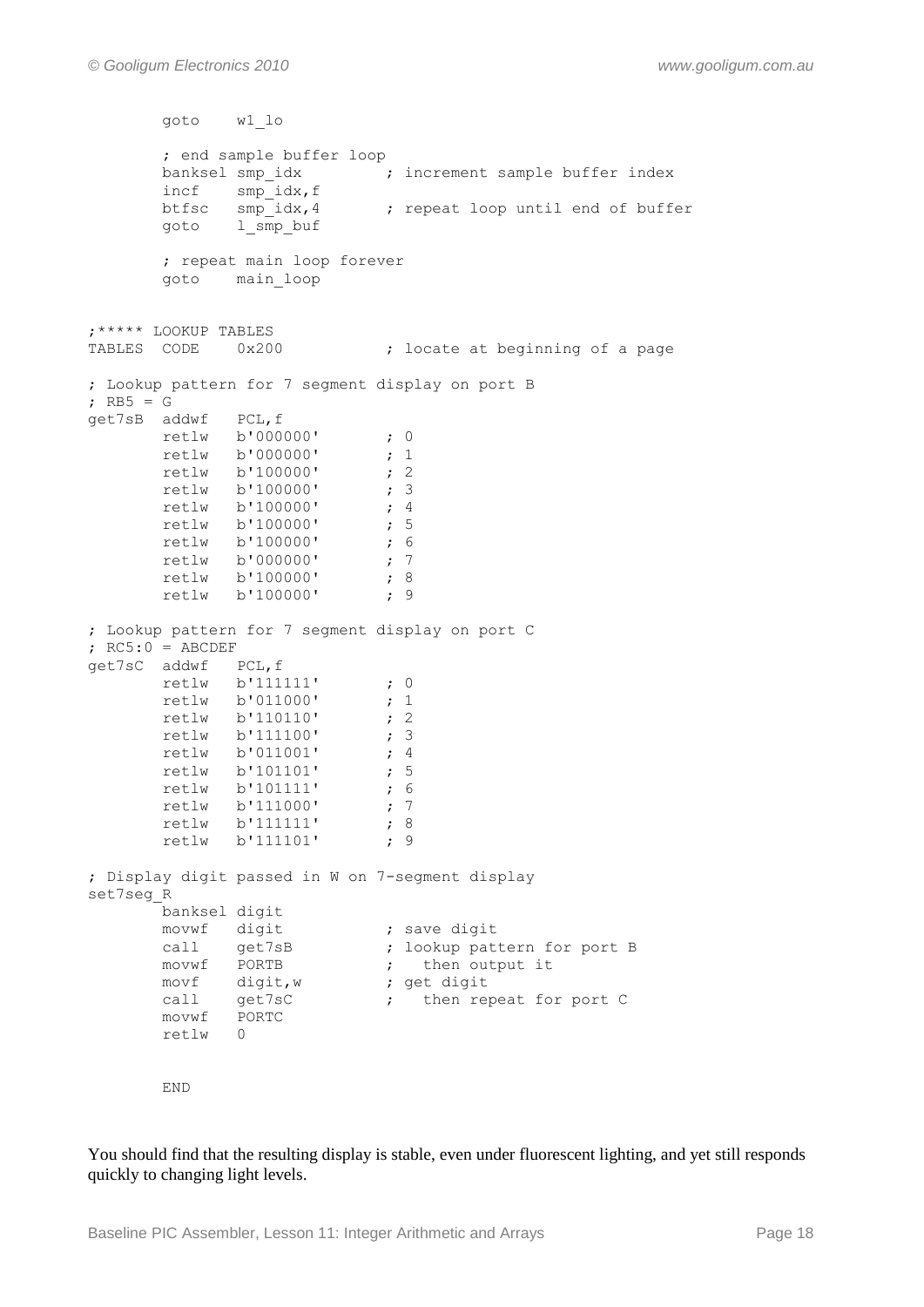```
        goto    w1_lo

        ; end sample buffer loop
        banksel smp_idx         ; increment sample buffer index
        incf    smp_idx,f
        btfsc   smp_idx,4       ; repeat loop until end of buffer
        goto    l_smp_buf

        ; repeat main loop forever
        goto    main_loop


;***** LOOKUP TABLES
TABLES  CODE    0x200           ; locate at beginning of a page

; Lookup pattern for 7 segment display on port B
; RB5 = G
get7sB  addwf   PCL,f
        retlw   b'000000'       ; 0
        retlw   b'000000'       ; 1
        retlw   b'100000'       ; 2
        retlw   b'100000'       ; 3
        retlw   b'100000'       ; 4
        retlw   b'100000'       ; 5
        retlw   b'100000'       ; 6
        retlw   b'000000'       ; 7
        retlw   b'100000'       ; 8
        retlw   b'100000'       ; 9

; Lookup pattern for 7 segment display on port C
; RC5:0 = ABCDEF
get7sC  addwf   PCL,f
        retlw   b'111111'       ; 0
        retlw   b'011000'       ; 1
        retlw   b'110110'       ; 2
        retlw   b'111100'       ; 3
        retlw   b'011001'       ; 4
        retlw   b'101101'       ; 5
        retlw   b'101111'       ; 6
        retlw   b'111000'       ; 7
        retlw   b'111111'       ; 8
        retlw   b'111101'       ; 9

; Display digit passed in W on 7-segment display
set7seg_R
        banksel digit
        movwf   digit           ; save digit
        call    get7sB          ; lookup pattern for port B
        movwf   PORTB           ;   then output it
        movf    digit,w         ; get digit
        call    get7sC          ;   then repeat for port C
        movwf   PORTC
        retlw   0


        END
```

You should find that the resulting display is stable, even under fluorescent lighting, and yet still responds quickly to changing light levels.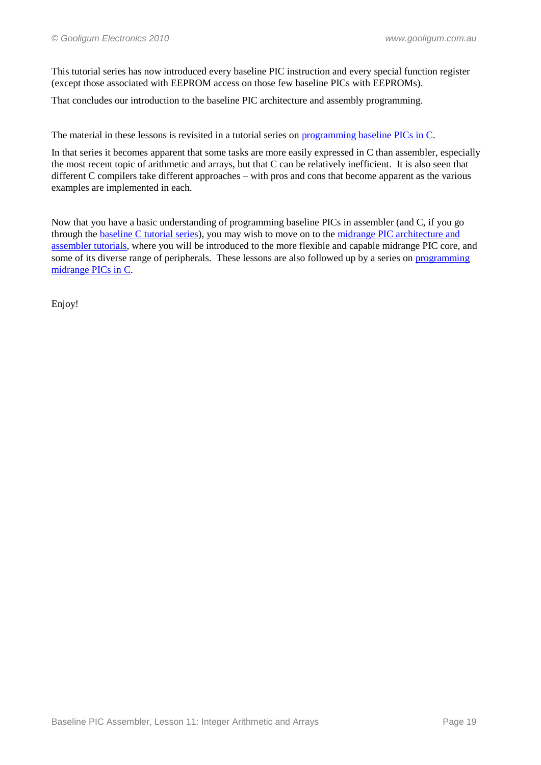This tutorial series has now introduced every baseline PIC instruction and every special function register (except those associated with EEPROM access on those few baseline PICs with EEPROMs).

That concludes our introduction to the baseline PIC architecture and assembly programming.

The material in these lessons is revisited in a tutorial series on programming baseline PICs in C.

In that series it becomes apparent that some tasks are more easily expressed in C than assembler, especially the most recent topic of arithmetic and arrays, but that C can be relatively inefficient. It is also seen that different C compilers take different approaches – with pros and cons that become apparent as the various examples are implemented in each.

Now that you have a basic understanding of programming baseline PICs in assembler (and C, if you go through the baseline C tutorial series), you may wish to move on to the midrange PIC architecture and assembler tutorials, where you will be introduced to the more flexible and capable midrange PIC core, and some of its diverse range of peripherals. These lessons are also followed up by a series on programming midrange PICs in C.

Enjoy!